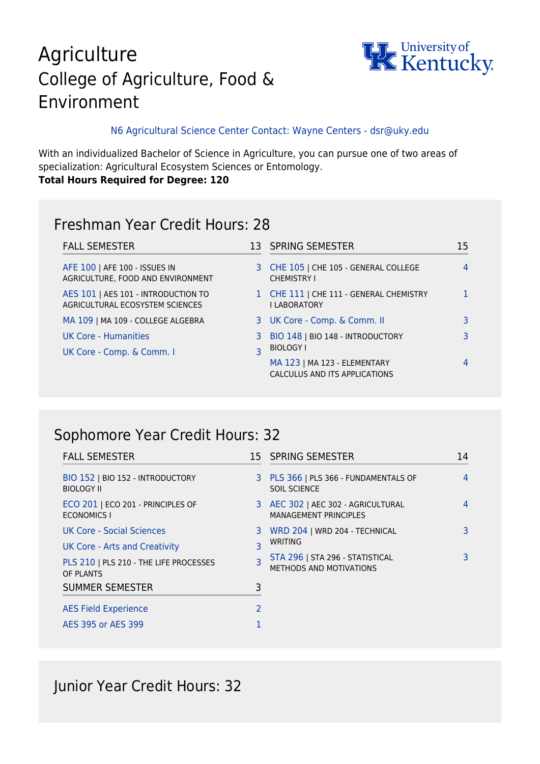# Agriculture
## College of Agriculture, Food & Environment

N6 Agricultural Science Center Contact: Wayne Centers - dsr@uky.edu

With an individualized Bachelor of Science in Agriculture, you can pursue one of two areas of specialization: Agricultural Ecosystem Sciences or Entomology.
**Total Hours Required for Degree: 120**

## Freshman Year Credit Hours: 28

| FALL SEMESTER | 13 |
|---|---|
| AFE 100 \| AFE 100 - ISSUES IN AGRICULTURE, FOOD AND ENVIRONMENT | 3 |
| AES 101 \| AES 101 - INTRODUCTION TO AGRICULTURAL ECOSYSTEM SCIENCES | 1 |
| MA 109 \| MA 109 - COLLEGE ALGEBRA | 3 |
| UK Core - Humanities | 3 |
| UK Core - Comp. & Comm. I | 3 |

| SPRING SEMESTER | 15 |
|---|---|
| CHE 105 \| CHE 105 - GENERAL COLLEGE CHEMISTRY I | 4 |
| CHE 111 \| CHE 111 - GENERAL CHEMISTRY I LABORATORY | 1 |
| UK Core - Comp. & Comm. II | 3 |
| BIO 148 \| BIO 148 - INTRODUCTORY BIOLOGY I | 3 |
| MA 123 \| MA 123 - ELEMENTARY CALCULUS AND ITS APPLICATIONS | 4 |

## Sophomore Year Credit Hours: 32

| FALL SEMESTER | 15 |
|---|---|
| BIO 152 \| BIO 152 - INTRODUCTORY BIOLOGY II | 3 |
| ECO 201 \| ECO 201 - PRINCIPLES OF ECONOMICS I | 3 |
| UK Core - Social Sciences | 3 |
| UK Core - Arts and Creativity | 3 |
| PLS 210 \| PLS 210 - THE LIFE PROCESSES OF PLANTS | 3 |

| SUMMER SEMESTER | 3 |
|---|---|
| AES Field Experience | 2 |
| AES 395 or AES 399 | 1 |

| SPRING SEMESTER | 14 |
|---|---|
| PLS 366 \| PLS 366 - FUNDAMENTALS OF SOIL SCIENCE | 4 |
| AEC 302 \| AEC 302 - AGRICULTURAL MANAGEMENT PRINCIPLES | 4 |
| WRD 204 \| WRD 204 - TECHNICAL WRITING | 3 |
| STA 296 \| STA 296 - STATISTICAL METHODS AND MOTIVATIONS | 3 |

## Junior Year Credit Hours: 32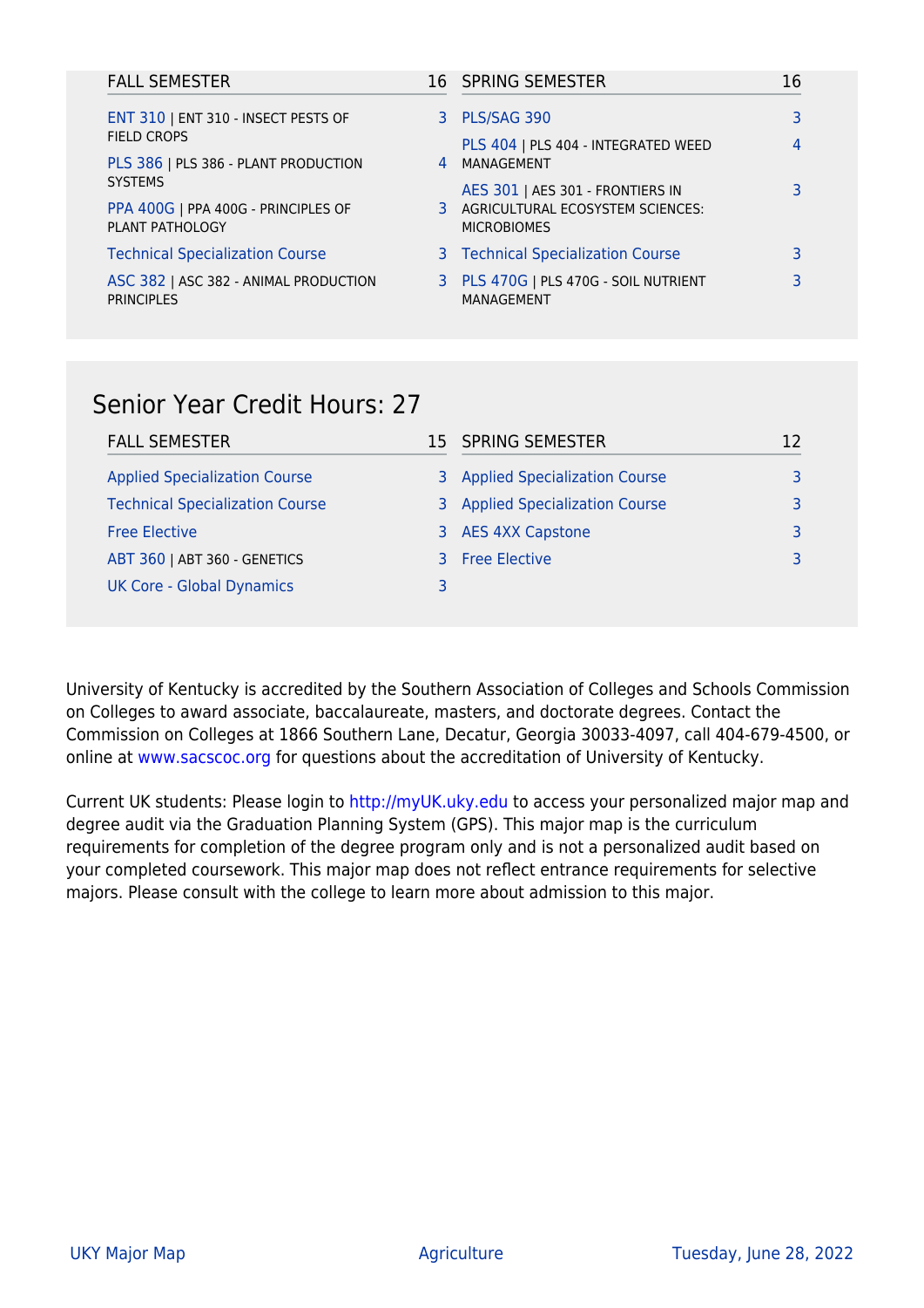| FALL SEMESTER | 16 | SPRING SEMESTER | 16 |
|---|---|---|---|
| ENT 310 \| ENT 310 - INSECT PESTS OF FIELD CROPS | 3 | PLS/SAG 390 | 3 |
| PLS 386 \| PLS 386 - PLANT PRODUCTION SYSTEMS | 4 | PLS 404 \| PLS 404 - INTEGRATED WEED MANAGEMENT | 4 |
| PPA 400G \| PPA 400G - PRINCIPLES OF PLANT PATHOLOGY | 3 | AES 301 \| AES 301 - FRONTIERS IN AGRICULTURAL ECOSYSTEM SCIENCES: MICROBIOMES | 3 |
| Technical Specialization Course | 3 | Technical Specialization Course | 3 |
| ASC 382 \| ASC 382 - ANIMAL PRODUCTION PRINCIPLES | 3 | PLS 470G \| PLS 470G - SOIL NUTRIENT MANAGEMENT | 3 |

## Senior Year Credit Hours: 27

| FALL SEMESTER | 15 | SPRING SEMESTER | 12 |
|---|---|---|---|
| Applied Specialization Course | 3 | Applied Specialization Course | 3 |
| Technical Specialization Course | 3 | Applied Specialization Course | 3 |
| Free Elective | 3 | AES 4XX Capstone | 3 |
| ABT 360 \| ABT 360 - GENETICS | 3 | Free Elective | 3 |
| UK Core - Global Dynamics | 3 | | |

University of Kentucky is accredited by the Southern Association of Colleges and Schools Commission on Colleges to award associate, baccalaureate, masters, and doctorate degrees. Contact the Commission on Colleges at 1866 Southern Lane, Decatur, Georgia 30033-4097, call 404-679-4500, or online at www.sacscoc.org for questions about the accreditation of University of Kentucky.

Current UK students: Please login to http://myUK.uky.edu to access your personalized major map and degree audit via the Graduation Planning System (GPS). This major map is the curriculum requirements for completion of the degree program only and is not a personalized audit based on your completed coursework. This major map does not reflect entrance requirements for selective majors. Please consult with the college to learn more about admission to this major.